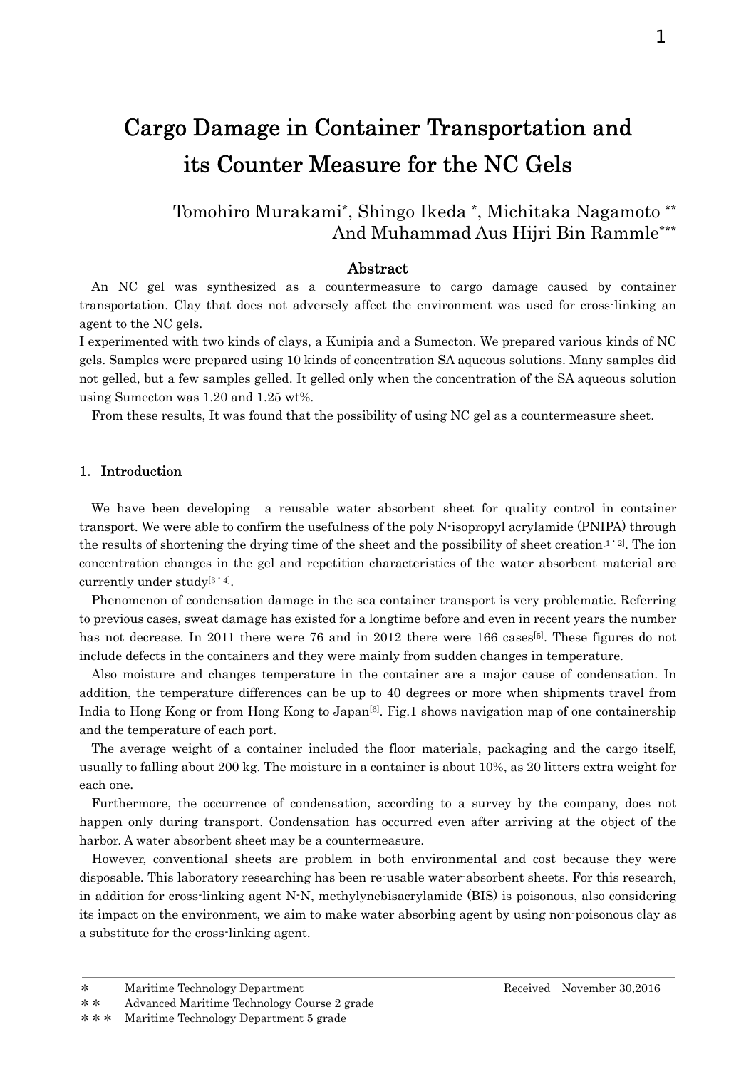# Cargo Damage in Container Transportation and its Counter Measure for the NC Gels

Tomohiro Murakami*, Shingo Ikeda *, Michitaka Nagamoto **
And Muhammad Aus Hijri Bin Rammle***

## Abstract

An NC gel was synthesized as a countermeasure to cargo damage caused by container transportation. Clay that does not adversely affect the environment was used for cross-linking an agent to the NC gels.

I experimented with two kinds of clays, a Kunipia and a Sumecton. We prepared various kinds of NC gels. Samples were prepared using 10 kinds of concentration SA aqueous solutions. Many samples did not gelled, but a few samples gelled. It gelled only when the concentration of the SA aqueous solution using Sumecton was 1.20 and 1.25 wt%.

From these results, It was found that the possibility of using NC gel as a countermeasure sheet.

## 1. Introduction

We have been developing a reusable water absorbent sheet for quality control in container transport. We were able to confirm the usefulness of the poly N-isopropyl acrylamide (PNIPA) through the results of shortening the drying time of the sheet and the possibility of sheet creation[1-2]. The ion concentration changes in the gel and repetition characteristics of the water absorbent material are currently under study[3-4].

Phenomenon of condensation damage in the sea container transport is very problematic. Referring to previous cases, sweat damage has existed for a longtime before and even in recent years the number has not decrease. In 2011 there were 76 and in 2012 there were 166 cases[5]. These figures do not include defects in the containers and they were mainly from sudden changes in temperature.

Also moisture and changes temperature in the container are a major cause of condensation. In addition, the temperature differences can be up to 40 degrees or more when shipments travel from India to Hong Kong or from Hong Kong to Japan[6]. Fig.1 shows navigation map of one containership and the temperature of each port.

The average weight of a container included the floor materials, packaging and the cargo itself, usually to falling about 200 kg. The moisture in a container is about 10%, as 20 litters extra weight for each one.

Furthermore, the occurrence of condensation, according to a survey by the company, does not happen only during transport. Condensation has occurred even after arriving at the object of the harbor. A water absorbent sheet may be a countermeasure.

However, conventional sheets are problem in both environmental and cost because they were disposable. This laboratory researching has been re-usable water-absorbent sheets. For this research, in addition for cross-linking agent N-N, methylynebisacrylamide (BIS) is poisonous, also considering its impact on the environment, we aim to make water absorbing agent by using non-poisonous clay as a substitute for the cross-linking agent.

---

\* Maritime Technology Department
\*\* Advanced Maritime Technology Course 2 grade
\*\*\* Maritime Technology Department 5 grade

Received November 30,2016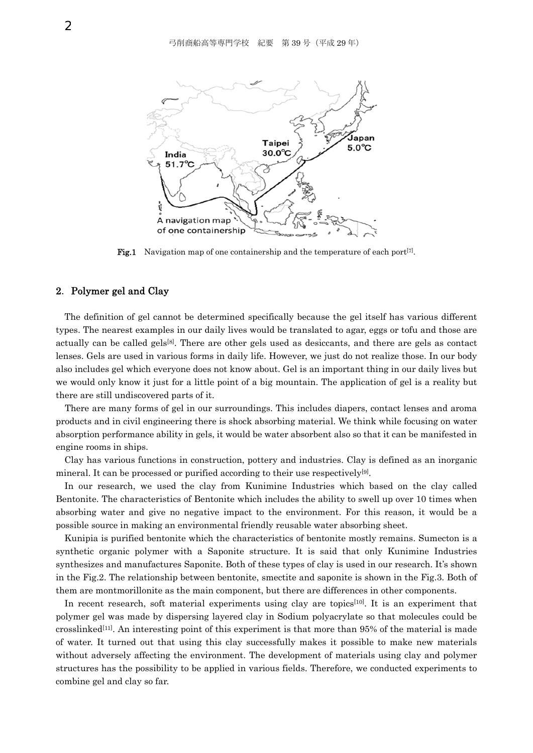Fig.1 Navigation map of one containership and the temperature of each port[7].

## 2. Polymer gel and Clay

The definition of gel cannot be determined specifically because the gel itself has various different types. The nearest examples in our daily lives would be translated to agar, eggs or tofu and those are actually can be called gels[8]. There are other gels used as desiccants, and there are gels as contact lenses. Gels are used in various forms in daily life. However, we just do not realize those. In our body also includes gel which everyone does not know about. Gel is an important thing in our daily lives but we would only know it just for a little point of a big mountain. The application of gel is a reality but there are still undiscovered parts of it.

There are many forms of gel in our surroundings. This includes diapers, contact lenses and aroma products and in civil engineering there is shock absorbing material. We think while focusing on water absorption performance ability in gels, it would be water absorbent also so that it can be manifested in engine rooms in ships.

Clay has various functions in construction, pottery and industries. Clay is defined as an inorganic mineral. It can be processed or purified according to their use respectively[9].

In our research, we used the clay from Kunimine Industries which based on the clay called Bentonite. The characteristics of Bentonite which includes the ability to swell up over 10 times when absorbing water and give no negative impact to the environment. For this reason, it would be a possible source in making an environmental friendly reusable water absorbing sheet.

Kunipia is purified bentonite which the characteristics of bentonite mostly remains. Sumecton is a synthetic organic polymer with a Saponite structure. It is said that only Kunimine Industries synthesizes and manufactures Saponite. Both of these types of clay is used in our research. It's shown in the Fig.2. The relationship between bentonite, smectite and saponite is shown in the Fig.3. Both of them are montmorillonite as the main component, but there are differences in other components.

In recent research, soft material experiments using clay are topics[10]. It is an experiment that polymer gel was made by dispersing layered clay in Sodium polyacrylate so that molecules could be crosslinked[11]. An interesting point of this experiment is that more than 95% of the material is made of water. It turned out that using this clay successfully makes it possible to make new materials without adversely affecting the environment. The development of materials using clay and polymer structures has the possibility to be applied in various fields. Therefore, we conducted experiments to combine gel and clay so far.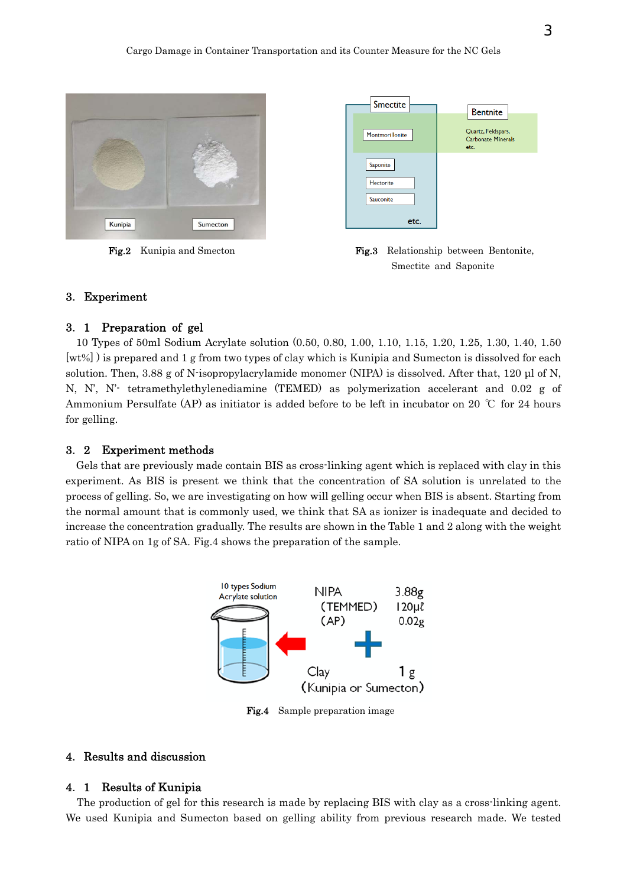Fig.2 Kunipia and Smecton

Fig.3 Relationship between Bentonite, Smectite and Saponite

## 3. Experiment

### 3. 1 Preparation of gel

10 Types of 50ml Sodium Acrylate solution (0.50, 0.80, 1.00, 1.10, 1.15, 1.20, 1.25, 1.30, 1.40, 1.50 [wt%] ) is prepared and 1 g from two types of clay which is Kunipia and Sumecton is dissolved for each solution. Then, 3.88 g of N-isopropylacrylamide monomer (NIPA) is dissolved. After that, 120 µl of N, N, N', N'- tetramethylethylenediamine (TEMED) as polymerization accelerant and 0.02 g of Ammonium Persulfate (AP) as initiator is added before to be left in incubator on 20 ℃ for 24 hours for gelling.

### 3. 2 Experiment methods

Gels that are previously made contain BIS as cross-linking agent which is replaced with clay in this experiment. As BIS is present we think that the concentration of SA solution is unrelated to the process of gelling. So, we are investigating on how will gelling occur when BIS is absent. Starting from the normal amount that is commonly used, we think that SA as ionizer is inadequate and decided to increase the concentration gradually. The results are shown in the Table 1 and 2 along with the weight ratio of NIPA on 1g of SA. Fig.4 shows the preparation of the sample.

Fig.4 Sample preparation image

## 4. Results and discussion

### 4. 1 Results of Kunipia

The production of gel for this research is made by replacing BIS with clay as a cross-linking agent. We used Kunipia and Sumecton based on gelling ability from previous research made. We tested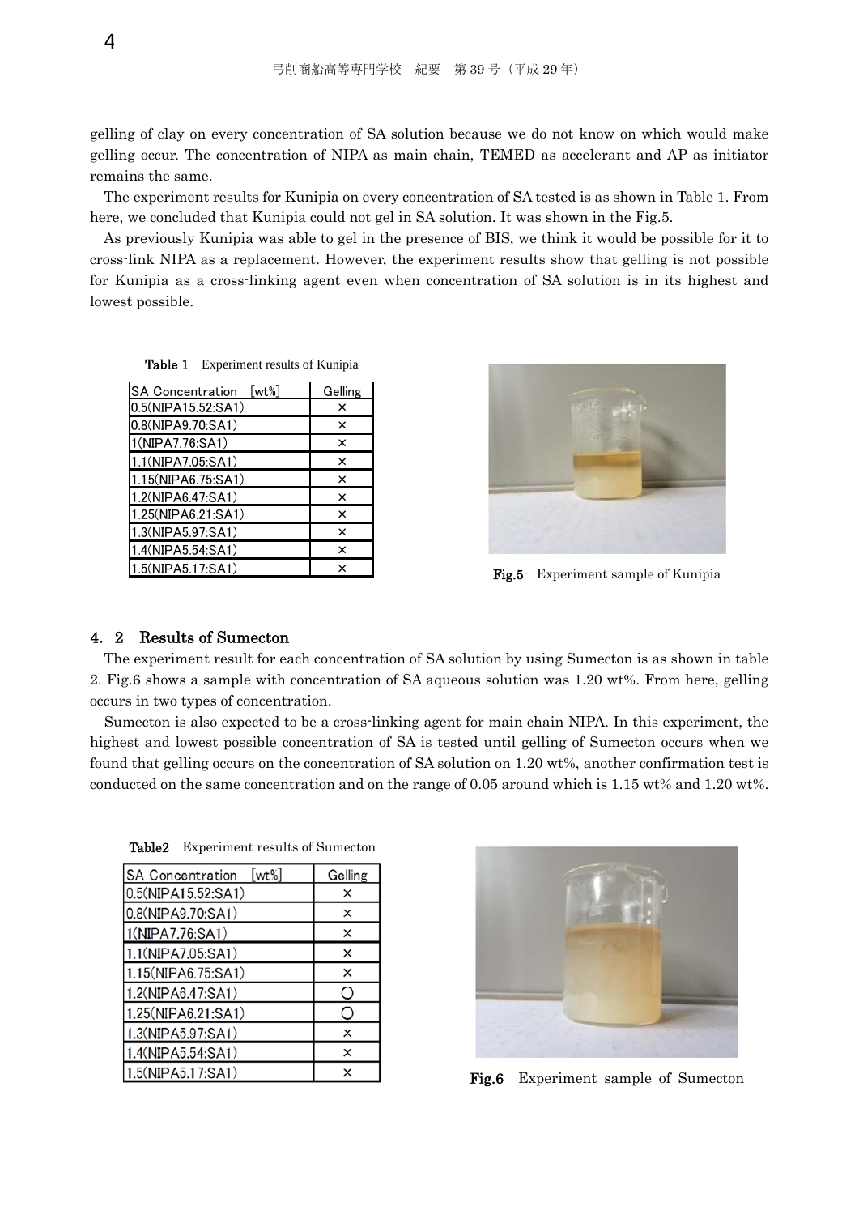gelling of clay on every concentration of SA solution because we do not know on which would make gelling occur. The concentration of NIPA as main chain, TEMED as accelerant and AP as initiator remains the same.

The experiment results for Kunipia on every concentration of SA tested is as shown in Table 1. From here, we concluded that Kunipia could not gel in SA solution. It was shown in the Fig.5.

As previously Kunipia was able to gel in the presence of BIS, we think it would be possible for it to cross-link NIPA as a replacement. However, the experiment results show that gelling is not possible for Kunipia as a cross-linking agent even when concentration of SA solution is in its highest and lowest possible.

**Table 1** Experiment results of Kunipia

| SA Concentration [wt%] | Gelling |
|---|---|
| 0.5(NIPA15.52:SA1) | × |
| 0.8(NIPA9.70:SA1) | × |
| 1(NIPA7.76:SA1) | × |
| 1.1(NIPA7.05:SA1) | × |
| 1.15(NIPA6.75:SA1) | × |
| 1.2(NIPA6.47:SA1) | × |
| 1.25(NIPA6.21:SA1) | × |
| 1.3(NIPA5.97:SA1) | × |
| 1.4(NIPA5.54:SA1) | × |
| 1.5(NIPA5.17:SA1) | × |

**Fig.5** Experiment sample of Kunipia

## 4. 2 Results of Sumecton

The experiment result for each concentration of SA solution by using Sumecton is as shown in table 2. Fig.6 shows a sample with concentration of SA aqueous solution was 1.20 wt%. From here, gelling occurs in two types of concentration.

Sumecton is also expected to be a cross-linking agent for main chain NIPA. In this experiment, the highest and lowest possible concentration of SA is tested until gelling of Sumecton occurs when we found that gelling occurs on the concentration of SA solution on 1.20 wt%, another confirmation test is conducted on the same concentration and on the range of 0.05 around which is 1.15 wt% and 1.20 wt%.

**Table2** Experiment results of Sumecton

| SA Concentration [wt%] | Gelling |
|---|---|
| 0.5(NIPA15.52:SA1) | × |
| 0.8(NIPA9.70:SA1) | × |
| 1(NIPA7.76:SA1) | × |
| 1.1(NIPA7.05:SA1) | × |
| 1.15(NIPA6.75:SA1) | × |
| 1.2(NIPA6.47:SA1) | ○ |
| 1.25(NIPA6.21:SA1) | ○ |
| 1.3(NIPA5.97:SA1) | × |
| 1.4(NIPA5.54:SA1) | × |
| 1.5(NIPA5.17:SA1) | × |

**Fig.6** Experiment sample of Sumecton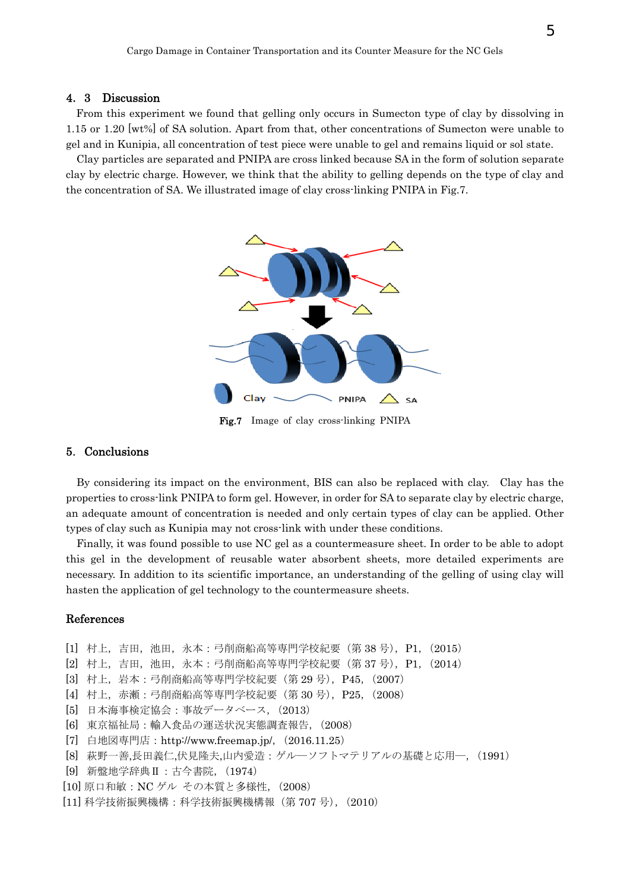## 4. 3 Discussion

From this experiment we found that gelling only occurs in Sumecton type of clay by dissolving in 1.15 or 1.20 [wt%] of SA solution. Apart from that, other concentrations of Sumecton were unable to gel and in Kunipia, all concentration of test piece were unable to gel and remains liquid or sol state.

Clay particles are separated and PNIPA are cross linked because SA in the form of solution separate clay by electric charge. However, we think that the ability to gelling depends on the type of clay and the concentration of SA. We illustrated image of clay cross-linking PNIPA in Fig.7.

Clay
PNIPA
SA

**Fig.7** Image of clay cross-linking PNIPA

## 5. Conclusions

By considering its impact on the environment, BIS can also be replaced with clay. Clay has the properties to cross-link PNIPA to form gel. However, in order for SA to separate clay by electric charge, an adequate amount of concentration is needed and only certain types of clay can be applied. Other types of clay such as Kunipia may not cross-link with under these conditions.

Finally, it was found possible to use NC gel as a countermeasure sheet. In order to be able to adopt this gel in the development of reusable water absorbent sheets, more detailed experiments are necessary. In addition to its scientific importance, an understanding of the gelling of using clay will hasten the application of gel technology to the countermeasure sheets.

## References

[1] 村上，吉田，池田，永本：弓削商船高等専門学校紀要（第 38 号），P1，（2015）
[2] 村上，吉田，池田，永本：弓削商船高等専門学校紀要（第 37 号），P1，（2014）
[3] 村上，岩本：弓削商船高等専門学校紀要（第 29 号），P45，（2007）
[4] 村上，赤瀬：弓削商船高等専門学校紀要（第 30 号），P25，（2008）
[5] 日本海事検定協会：事故データベース，（2013）
[6] 東京福祉局：輸入食品の運送状況実態調査報告，（2008）
[7] 白地図専門店：http://www.freemap.jp/，（2016.11.25）
[8] 萩野一善,長田義仁,伏見隆夫,山内愛造：ゲル―ソフトマテリアルの基礎と応用―，（1991）
[9] 新盤地学辞典Ⅱ：古今書院，（1974）
[10] 原口和敏：NC ゲル その本質と多様性，（2008）
[11] 科学技術振興機構：科学技術振興機構報（第 707 号），（2010）